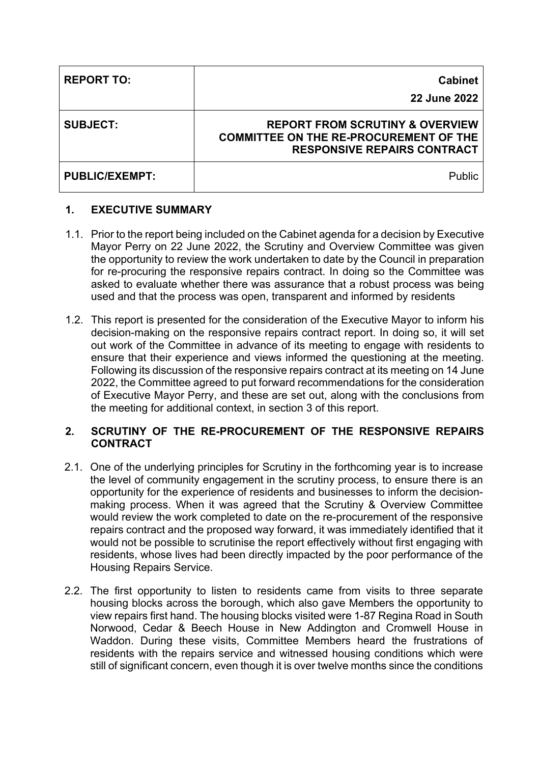| REPORT TO: | **Cabinet**<br>**22 June 2022** |
|---|---|
| **SUBJECT:** | **REPORT FROM SCRUTINY & OVERVIEW COMMITTEE ON THE RE-PROCUREMENT OF THE RESPONSIVE REPAIRS CONTRACT** |
| **PUBLIC/EXEMPT:** | Public |

## 1. EXECUTIVE SUMMARY

1.1. Prior to the report being included on the Cabinet agenda for a decision by Executive Mayor Perry on 22 June 2022, the Scrutiny and Overview Committee was given the opportunity to review the work undertaken to date by the Council in preparation for re-procuring the responsive repairs contract. In doing so the Committee was asked to evaluate whether there was assurance that a robust process was being used and that the process was open, transparent and informed by residents

1.2. This report is presented for the consideration of the Executive Mayor to inform his decision-making on the responsive repairs contract report. In doing so, it will set out work of the Committee in advance of its meeting to engage with residents to ensure that their experience and views informed the questioning at the meeting. Following its discussion of the responsive repairs contract at its meeting on 14 June 2022, the Committee agreed to put forward recommendations for the consideration of Executive Mayor Perry, and these are set out, along with the conclusions from the meeting for additional context, in section 3 of this report.

## 2. SCRUTINY OF THE RE-PROCUREMENT OF THE RESPONSIVE REPAIRS CONTRACT

2.1. One of the underlying principles for Scrutiny in the forthcoming year is to increase the level of community engagement in the scrutiny process, to ensure there is an opportunity for the experience of residents and businesses to inform the decision-making process. When it was agreed that the Scrutiny & Overview Committee would review the work completed to date on the re-procurement of the responsive repairs contract and the proposed way forward, it was immediately identified that it would not be possible to scrutinise the report effectively without first engaging with residents, whose lives had been directly impacted by the poor performance of the Housing Repairs Service.

2.2. The first opportunity to listen to residents came from visits to three separate housing blocks across the borough, which also gave Members the opportunity to view repairs first hand. The housing blocks visited were 1-87 Regina Road in South Norwood, Cedar & Beech House in New Addington and Cromwell House in Waddon. During these visits, Committee Members heard the frustrations of residents with the repairs service and witnessed housing conditions which were still of significant concern, even though it is over twelve months since the conditions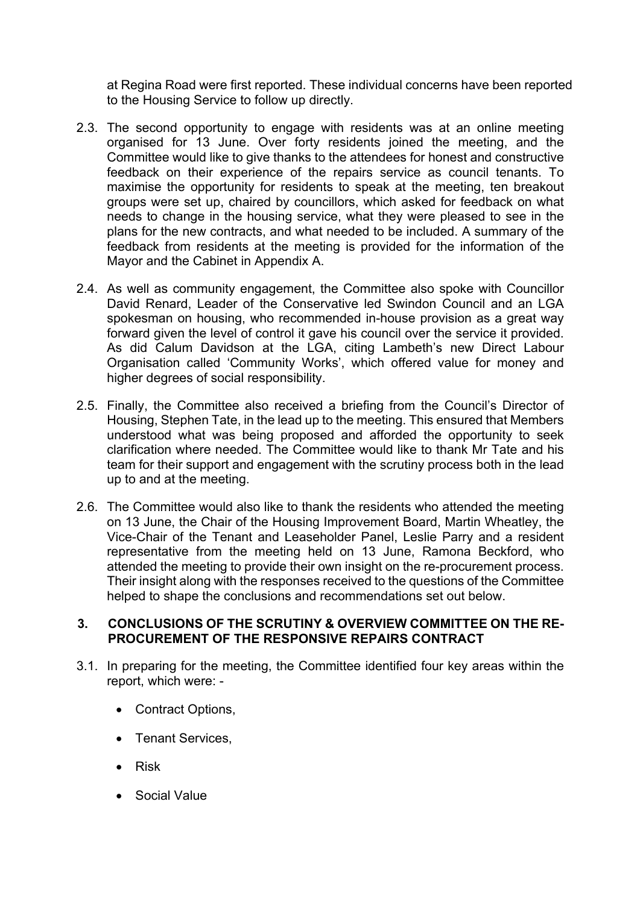at Regina Road were first reported. These individual concerns have been reported to the Housing Service to follow up directly.

2.3. The second opportunity to engage with residents was at an online meeting organised for 13 June. Over forty residents joined the meeting, and the Committee would like to give thanks to the attendees for honest and constructive feedback on their experience of the repairs service as council tenants. To maximise the opportunity for residents to speak at the meeting, ten breakout groups were set up, chaired by councillors, which asked for feedback on what needs to change in the housing service, what they were pleased to see in the plans for the new contracts, and what needed to be included. A summary of the feedback from residents at the meeting is provided for the information of the Mayor and the Cabinet in Appendix A.

2.4. As well as community engagement, the Committee also spoke with Councillor David Renard, Leader of the Conservative led Swindon Council and an LGA spokesman on housing, who recommended in-house provision as a great way forward given the level of control it gave his council over the service it provided. As did Calum Davidson at the LGA, citing Lambeth's new Direct Labour Organisation called 'Community Works', which offered value for money and higher degrees of social responsibility.

2.5. Finally, the Committee also received a briefing from the Council's Director of Housing, Stephen Tate, in the lead up to the meeting. This ensured that Members understood what was being proposed and afforded the opportunity to seek clarification where needed. The Committee would like to thank Mr Tate and his team for their support and engagement with the scrutiny process both in the lead up to and at the meeting.

2.6. The Committee would also like to thank the residents who attended the meeting on 13 June, the Chair of the Housing Improvement Board, Martin Wheatley, the Vice-Chair of the Tenant and Leaseholder Panel, Leslie Parry and a resident representative from the meeting held on 13 June, Ramona Beckford, who attended the meeting to provide their own insight on the re-procurement process. Their insight along with the responses received to the questions of the Committee helped to shape the conclusions and recommendations set out below.

## 3. CONCLUSIONS OF THE SCRUTINY & OVERVIEW COMMITTEE ON THE RE-PROCUREMENT OF THE RESPONSIVE REPAIRS CONTRACT

3.1. In preparing for the meeting, the Committee identified four key areas within the report, which were: -

- Contract Options,
- Tenant Services,
- Risk
- Social Value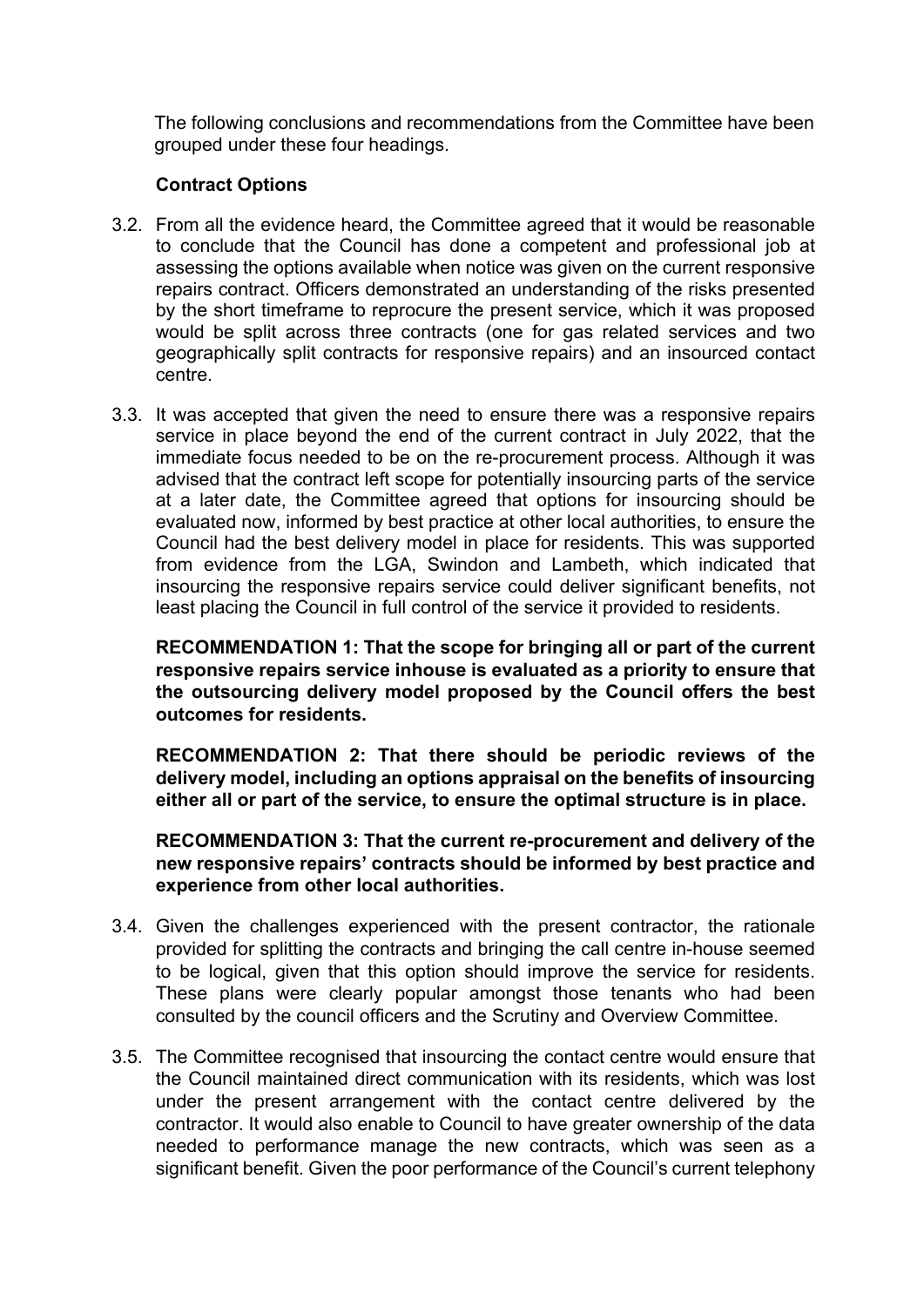The following conclusions and recommendations from the Committee have been grouped under these four headings.

**Contract Options**

3.2. From all the evidence heard, the Committee agreed that it would be reasonable to conclude that the Council has done a competent and professional job at assessing the options available when notice was given on the current responsive repairs contract. Officers demonstrated an understanding of the risks presented by the short timeframe to reprocure the present service, which it was proposed would be split across three contracts (one for gas related services and two geographically split contracts for responsive repairs) and an insourced contact centre.

3.3. It was accepted that given the need to ensure there was a responsive repairs service in place beyond the end of the current contract in July 2022, that the immediate focus needed to be on the re-procurement process. Although it was advised that the contract left scope for potentially insourcing parts of the service at a later date, the Committee agreed that options for insourcing should be evaluated now, informed by best practice at other local authorities, to ensure the Council had the best delivery model in place for residents. This was supported from evidence from the LGA, Swindon and Lambeth, which indicated that insourcing the responsive repairs service could deliver significant benefits, not least placing the Council in full control of the service it provided to residents.

**RECOMMENDATION 1: That the scope for bringing all or part of the current responsive repairs service inhouse is evaluated as a priority to ensure that the outsourcing delivery model proposed by the Council offers the best outcomes for residents.**

**RECOMMENDATION 2: That there should be periodic reviews of the delivery model, including an options appraisal on the benefits of insourcing either all or part of the service, to ensure the optimal structure is in place.**

**RECOMMENDATION 3: That the current re-procurement and delivery of the new responsive repairs' contracts should be informed by best practice and experience from other local authorities.**

3.4. Given the challenges experienced with the present contractor, the rationale provided for splitting the contracts and bringing the call centre in-house seemed to be logical, given that this option should improve the service for residents. These plans were clearly popular amongst those tenants who had been consulted by the council officers and the Scrutiny and Overview Committee.

3.5. The Committee recognised that insourcing the contact centre would ensure that the Council maintained direct communication with its residents, which was lost under the present arrangement with the contact centre delivered by the contractor. It would also enable to Council to have greater ownership of the data needed to performance manage the new contracts, which was seen as a significant benefit. Given the poor performance of the Council's current telephony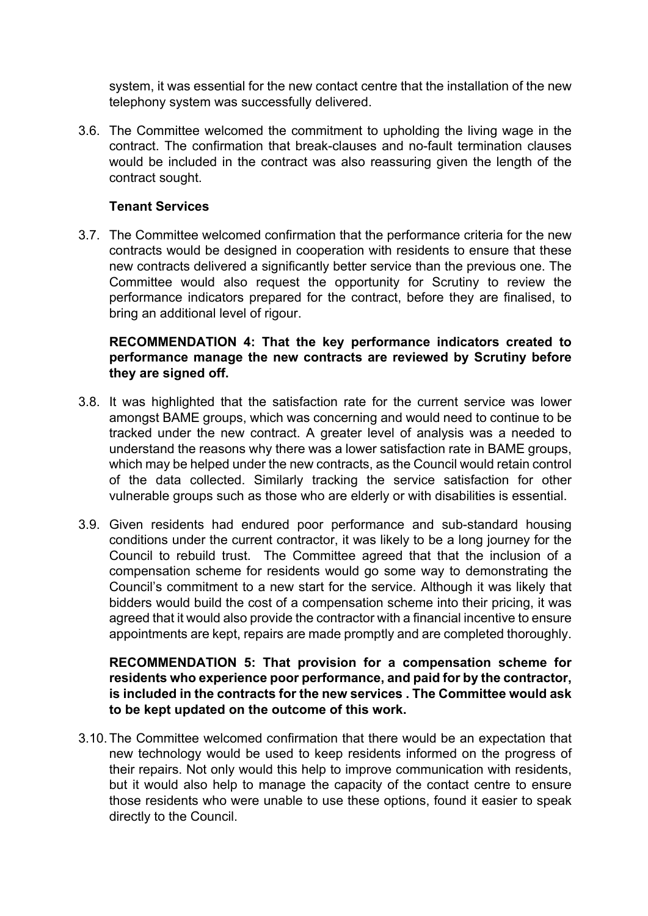system, it was essential for the new contact centre that the installation of the new telephony system was successfully delivered.

3.6. The Committee welcomed the commitment to upholding the living wage in the contract. The confirmation that break-clauses and no-fault termination clauses would be included in the contract was also reassuring given the length of the contract sought.

**Tenant Services**

3.7. The Committee welcomed confirmation that the performance criteria for the new contracts would be designed in cooperation with residents to ensure that these new contracts delivered a significantly better service than the previous one. The Committee would also request the opportunity for Scrutiny to review the performance indicators prepared for the contract, before they are finalised, to bring an additional level of rigour.

**RECOMMENDATION 4: That the key performance indicators created to performance manage the new contracts are reviewed by Scrutiny before they are signed off.**

3.8. It was highlighted that the satisfaction rate for the current service was lower amongst BAME groups, which was concerning and would need to continue to be tracked under the new contract. A greater level of analysis was a needed to understand the reasons why there was a lower satisfaction rate in BAME groups, which may be helped under the new contracts, as the Council would retain control of the data collected. Similarly tracking the service satisfaction for other vulnerable groups such as those who are elderly or with disabilities is essential.

3.9. Given residents had endured poor performance and sub-standard housing conditions under the current contractor, it was likely to be a long journey for the Council to rebuild trust. The Committee agreed that that the inclusion of a compensation scheme for residents would go some way to demonstrating the Council's commitment to a new start for the service. Although it was likely that bidders would build the cost of a compensation scheme into their pricing, it was agreed that it would also provide the contractor with a financial incentive to ensure appointments are kept, repairs are made promptly and are completed thoroughly.

**RECOMMENDATION 5: That provision for a compensation scheme for residents who experience poor performance, and paid for by the contractor, is included in the contracts for the new services . The Committee would ask to be kept updated on the outcome of this work.**

3.10. The Committee welcomed confirmation that there would be an expectation that new technology would be used to keep residents informed on the progress of their repairs. Not only would this help to improve communication with residents, but it would also help to manage the capacity of the contact centre to ensure those residents who were unable to use these options, found it easier to speak directly to the Council.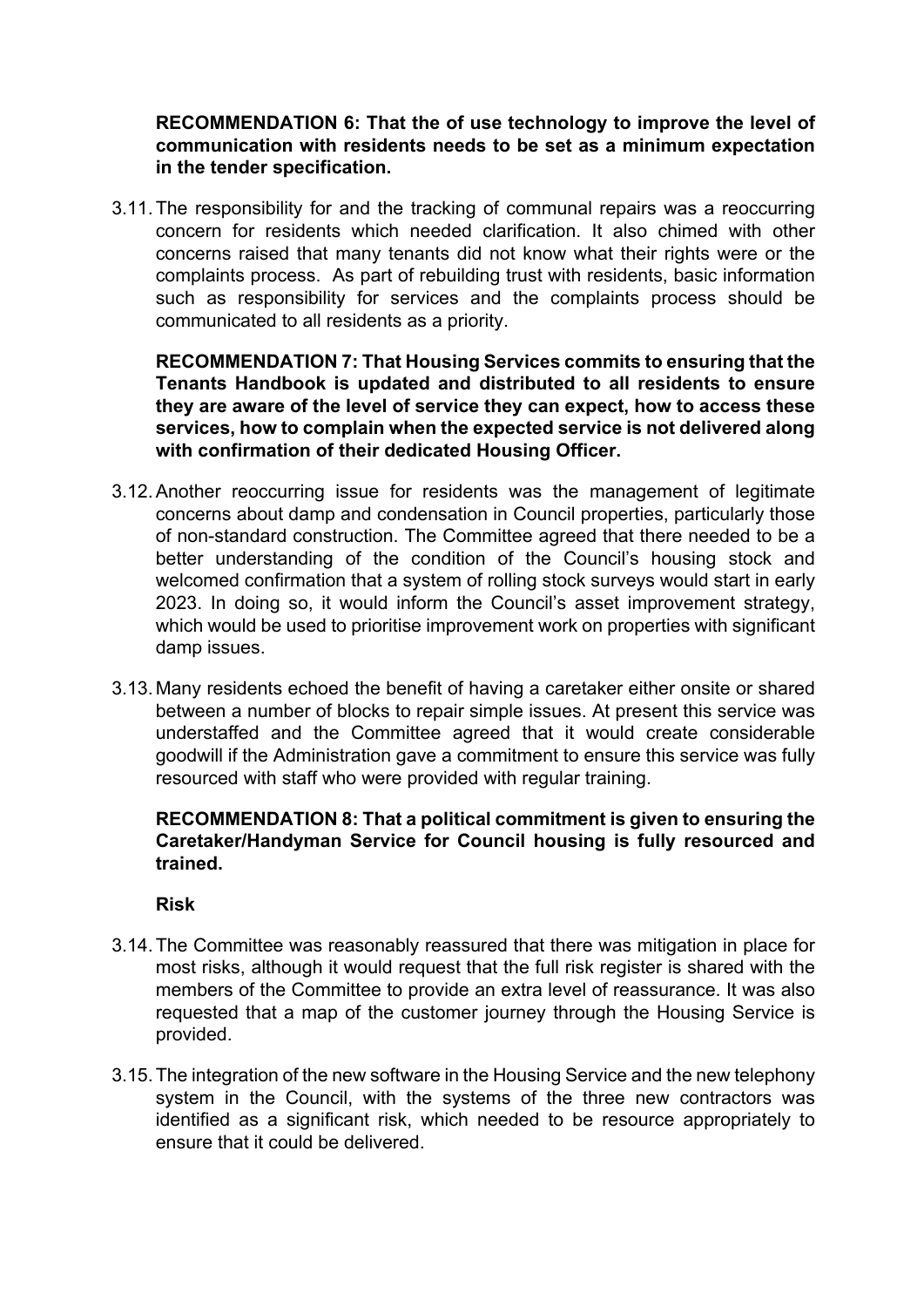**RECOMMENDATION 6: That the of use technology to improve the level of communication with residents needs to be set as a minimum expectation in the tender specification.**

3.11. The responsibility for and the tracking of communal repairs was a reoccurring concern for residents which needed clarification. It also chimed with other concerns raised that many tenants did not know what their rights were or the complaints process. As part of rebuilding trust with residents, basic information such as responsibility for services and the complaints process should be communicated to all residents as a priority.

**RECOMMENDATION 7: That Housing Services commits to ensuring that the Tenants Handbook is updated and distributed to all residents to ensure they are aware of the level of service they can expect, how to access these services, how to complain when the expected service is not delivered along with confirmation of their dedicated Housing Officer.**

3.12. Another reoccurring issue for residents was the management of legitimate concerns about damp and condensation in Council properties, particularly those of non-standard construction. The Committee agreed that there needed to be a better understanding of the condition of the Council's housing stock and welcomed confirmation that a system of rolling stock surveys would start in early 2023. In doing so, it would inform the Council's asset improvement strategy, which would be used to prioritise improvement work on properties with significant damp issues.

3.13. Many residents echoed the benefit of having a caretaker either onsite or shared between a number of blocks to repair simple issues. At present this service was understaffed and the Committee agreed that it would create considerable goodwill if the Administration gave a commitment to ensure this service was fully resourced with staff who were provided with regular training.

**RECOMMENDATION 8: That a political commitment is given to ensuring the Caretaker/Handyman Service for Council housing is fully resourced and trained.**

**Risk**

3.14. The Committee was reasonably reassured that there was mitigation in place for most risks, although it would request that the full risk register is shared with the members of the Committee to provide an extra level of reassurance. It was also requested that a map of the customer journey through the Housing Service is provided.

3.15. The integration of the new software in the Housing Service and the new telephony system in the Council, with the systems of the three new contractors was identified as a significant risk, which needed to be resource appropriately to ensure that it could be delivered.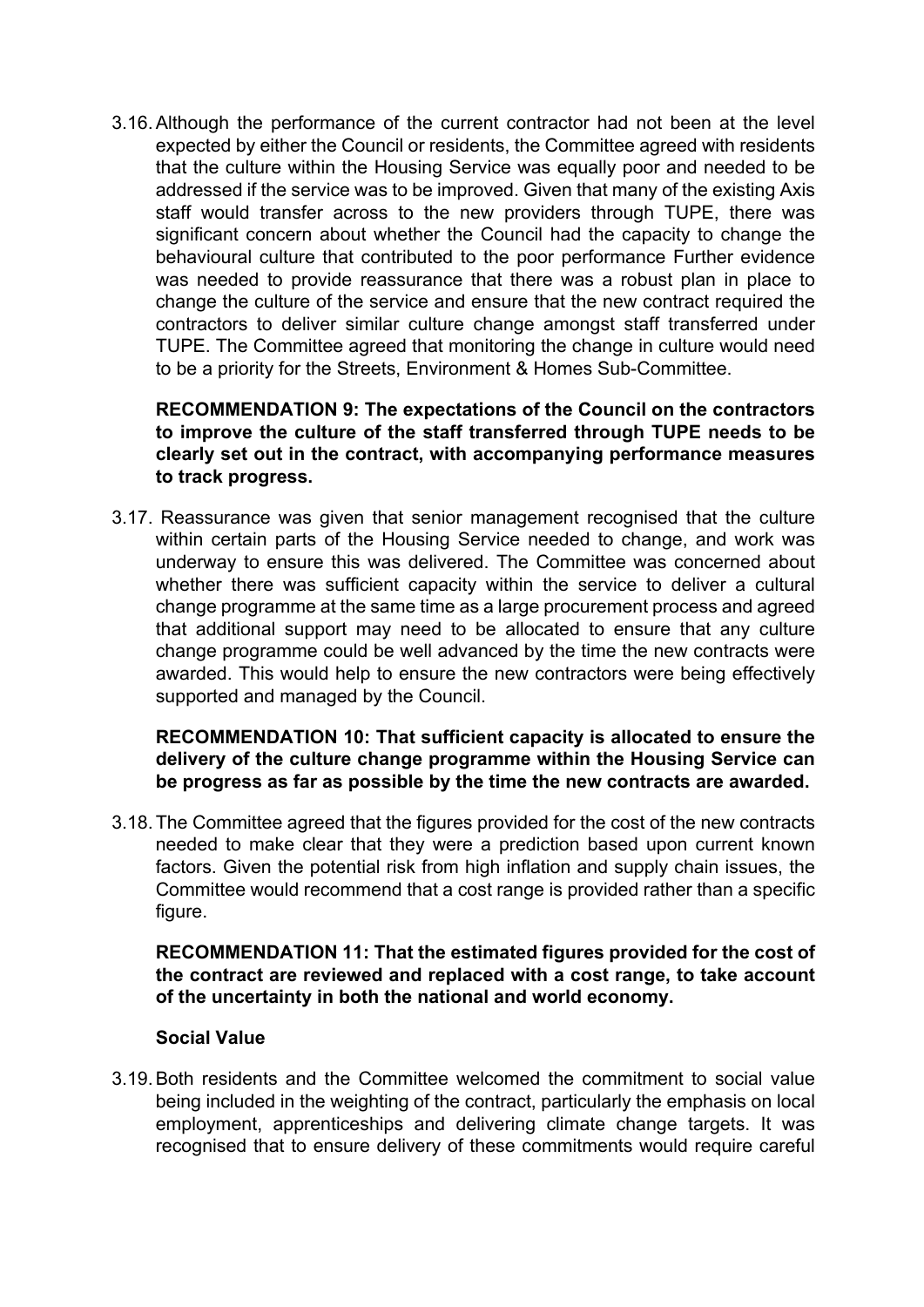3.16. Although the performance of the current contractor had not been at the level expected by either the Council or residents, the Committee agreed with residents that the culture within the Housing Service was equally poor and needed to be addressed if the service was to be improved. Given that many of the existing Axis staff would transfer across to the new providers through TUPE, there was significant concern about whether the Council had the capacity to change the behavioural culture that contributed to the poor performance Further evidence was needed to provide reassurance that there was a robust plan in place to change the culture of the service and ensure that the new contract required the contractors to deliver similar culture change amongst staff transferred under TUPE. The Committee agreed that monitoring the change in culture would need to be a priority for the Streets, Environment & Homes Sub-Committee.

**RECOMMENDATION 9: The expectations of the Council on the contractors to improve the culture of the staff transferred through TUPE needs to be clearly set out in the contract, with accompanying performance measures to track progress.**

3.17. Reassurance was given that senior management recognised that the culture within certain parts of the Housing Service needed to change, and work was underway to ensure this was delivered. The Committee was concerned about whether there was sufficient capacity within the service to deliver a cultural change programme at the same time as a large procurement process and agreed that additional support may need to be allocated to ensure that any culture change programme could be well advanced by the time the new contracts were awarded. This would help to ensure the new contractors were being effectively supported and managed by the Council.

**RECOMMENDATION 10: That sufficient capacity is allocated to ensure the delivery of the culture change programme within the Housing Service can be progress as far as possible by the time the new contracts are awarded.**

3.18. The Committee agreed that the figures provided for the cost of the new contracts needed to make clear that they were a prediction based upon current known factors. Given the potential risk from high inflation and supply chain issues, the Committee would recommend that a cost range is provided rather than a specific figure.

**RECOMMENDATION 11: That the estimated figures provided for the cost of the contract are reviewed and replaced with a cost range, to take account of the uncertainty in both the national and world economy.**

**Social Value**

3.19. Both residents and the Committee welcomed the commitment to social value being included in the weighting of the contract, particularly the emphasis on local employment, apprenticeships and delivering climate change targets. It was recognised that to ensure delivery of these commitments would require careful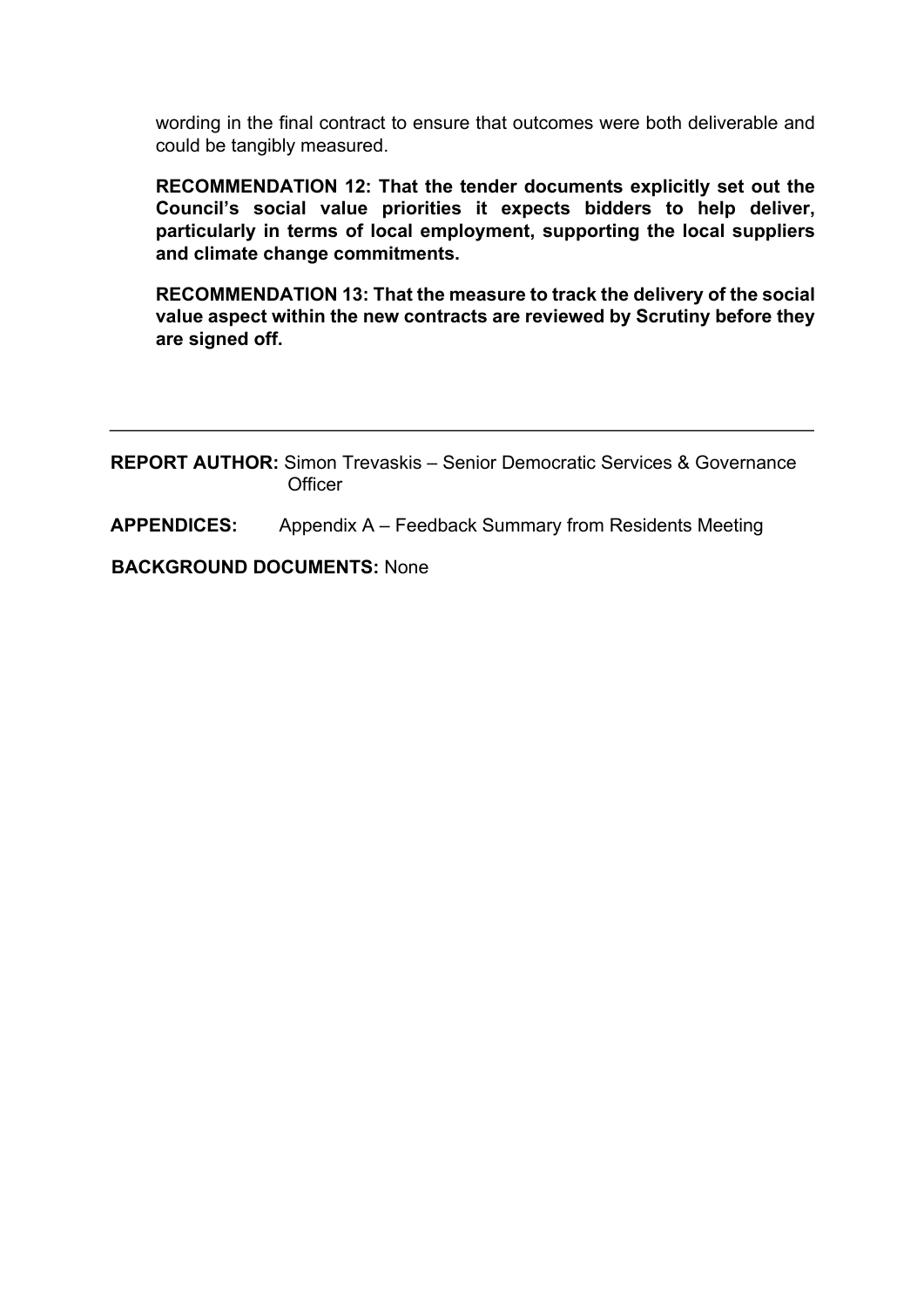wording in the final contract to ensure that outcomes were both deliverable and could be tangibly measured.

**RECOMMENDATION 12: That the tender documents explicitly set out the Council's social value priorities it expects bidders to help deliver, particularly in terms of local employment, supporting the local suppliers and climate change commitments.**

**RECOMMENDATION 13: That the measure to track the delivery of the social value aspect within the new contracts are reviewed by Scrutiny before they are signed off.**

---

**REPORT AUTHOR:** Simon Trevaskis – Senior Democratic Services & Governance Officer

**APPENDICES:** Appendix A – Feedback Summary from Residents Meeting

**BACKGROUND DOCUMENTS:** None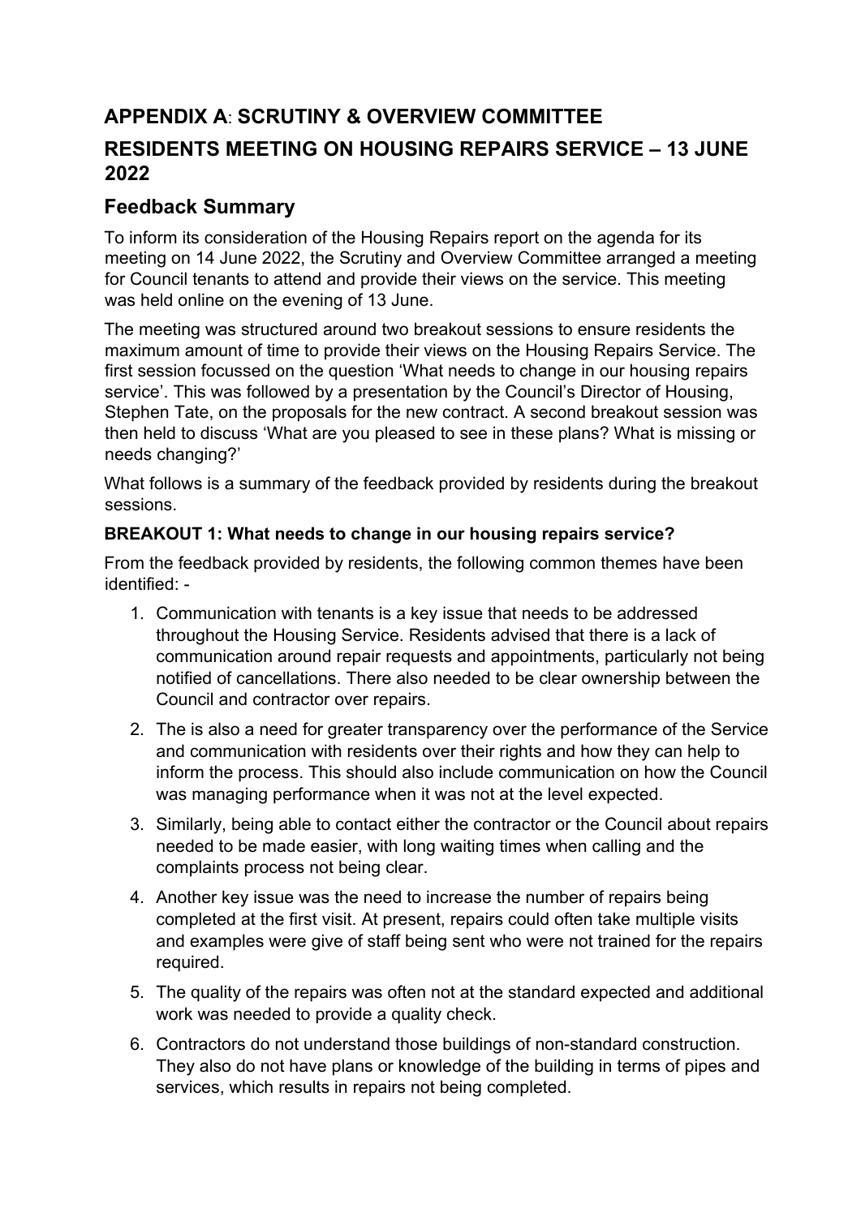# APPENDIX A: SCRUTINY & OVERVIEW COMMITTEE

# RESIDENTS MEETING ON HOUSING REPAIRS SERVICE – 13 JUNE 2022

## Feedback Summary

To inform its consideration of the Housing Repairs report on the agenda for its meeting on 14 June 2022, the Scrutiny and Overview Committee arranged a meeting for Council tenants to attend and provide their views on the service. This meeting was held online on the evening of 13 June.

The meeting was structured around two breakout sessions to ensure residents the maximum amount of time to provide their views on the Housing Repairs Service. The first session focussed on the question 'What needs to change in our housing repairs service'. This was followed by a presentation by the Council's Director of Housing, Stephen Tate, on the proposals for the new contract. A second breakout session was then held to discuss 'What are you pleased to see in these plans? What is missing or needs changing?'

What follows is a summary of the feedback provided by residents during the breakout sessions.

**BREAKOUT 1: What needs to change in our housing repairs service?**

From the feedback provided by residents, the following common themes have been identified: -

1. Communication with tenants is a key issue that needs to be addressed throughout the Housing Service. Residents advised that there is a lack of communication around repair requests and appointments, particularly not being notified of cancellations. There also needed to be clear ownership between the Council and contractor over repairs.
2. The is also a need for greater transparency over the performance of the Service and communication with residents over their rights and how they can help to inform the process. This should also include communication on how the Council was managing performance when it was not at the level expected.
3. Similarly, being able to contact either the contractor or the Council about repairs needed to be made easier, with long waiting times when calling and the complaints process not being clear.
4. Another key issue was the need to increase the number of repairs being completed at the first visit. At present, repairs could often take multiple visits and examples were give of staff being sent who were not trained for the repairs required.
5. The quality of the repairs was often not at the standard expected and additional work was needed to provide a quality check.
6. Contractors do not understand those buildings of non-standard construction. They also do not have plans or knowledge of the building in terms of pipes and services, which results in repairs not being completed.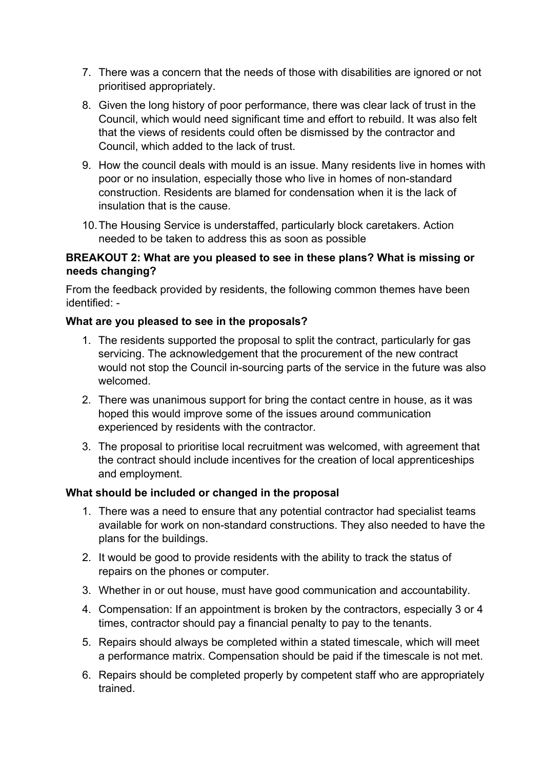7. There was a concern that the needs of those with disabilities are ignored or not prioritised appropriately.

8. Given the long history of poor performance, there was clear lack of trust in the Council, which would need significant time and effort to rebuild. It was also felt that the views of residents could often be dismissed by the contractor and Council, which added to the lack of trust.

9. How the council deals with mould is an issue. Many residents live in homes with poor or no insulation, especially those who live in homes of non-standard construction. Residents are blamed for condensation when it is the lack of insulation that is the cause.

10. The Housing Service is understaffed, particularly block caretakers. Action needed to be taken to address this as soon as possible

**BREAKOUT 2: What are you pleased to see in these plans? What is missing or needs changing?**

From the feedback provided by residents, the following common themes have been identified: -

**What are you pleased to see in the proposals?**

1. The residents supported the proposal to split the contract, particularly for gas servicing. The acknowledgement that the procurement of the new contract would not stop the Council in-sourcing parts of the service in the future was also welcomed.

2. There was unanimous support for bring the contact centre in house, as it was hoped this would improve some of the issues around communication experienced by residents with the contractor.

3. The proposal to prioritise local recruitment was welcomed, with agreement that the contract should include incentives for the creation of local apprenticeships and employment.

**What should be included or changed in the proposal**

1. There was a need to ensure that any potential contractor had specialist teams available for work on non-standard constructions. They also needed to have the plans for the buildings.

2. It would be good to provide residents with the ability to track the status of repairs on the phones or computer.

3. Whether in or out house, must have good communication and accountability.

4. Compensation: If an appointment is broken by the contractors, especially 3 or 4 times, contractor should pay a financial penalty to pay to the tenants.

5. Repairs should always be completed within a stated timescale, which will meet a performance matrix. Compensation should be paid if the timescale is not met.

6. Repairs should be completed properly by competent staff who are appropriately trained.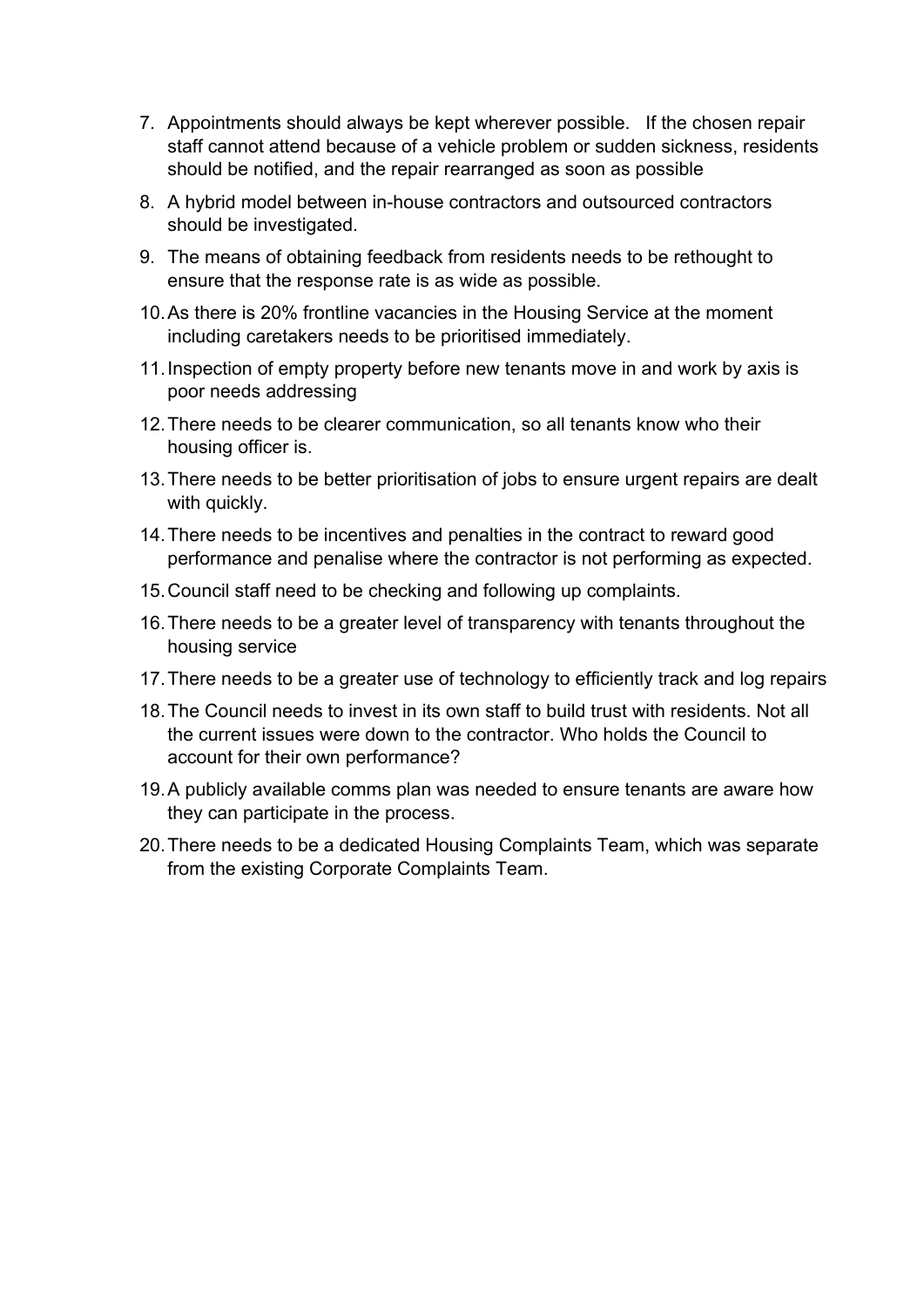7. Appointments should always be kept wherever possible. If the chosen repair staff cannot attend because of a vehicle problem or sudden sickness, residents should be notified, and the repair rearranged as soon as possible

8. A hybrid model between in-house contractors and outsourced contractors should be investigated.

9. The means of obtaining feedback from residents needs to be rethought to ensure that the response rate is as wide as possible.

10. As there is 20% frontline vacancies in the Housing Service at the moment including caretakers needs to be prioritised immediately.

11. Inspection of empty property before new tenants move in and work by axis is poor needs addressing

12. There needs to be clearer communication, so all tenants know who their housing officer is.

13. There needs to be better prioritisation of jobs to ensure urgent repairs are dealt with quickly.

14. There needs to be incentives and penalties in the contract to reward good performance and penalise where the contractor is not performing as expected.

15. Council staff need to be checking and following up complaints.

16. There needs to be a greater level of transparency with tenants throughout the housing service

17. There needs to be a greater use of technology to efficiently track and log repairs

18. The Council needs to invest in its own staff to build trust with residents. Not all the current issues were down to the contractor. Who holds the Council to account for their own performance?

19. A publicly available comms plan was needed to ensure tenants are aware how they can participate in the process.

20. There needs to be a dedicated Housing Complaints Team, which was separate from the existing Corporate Complaints Team.